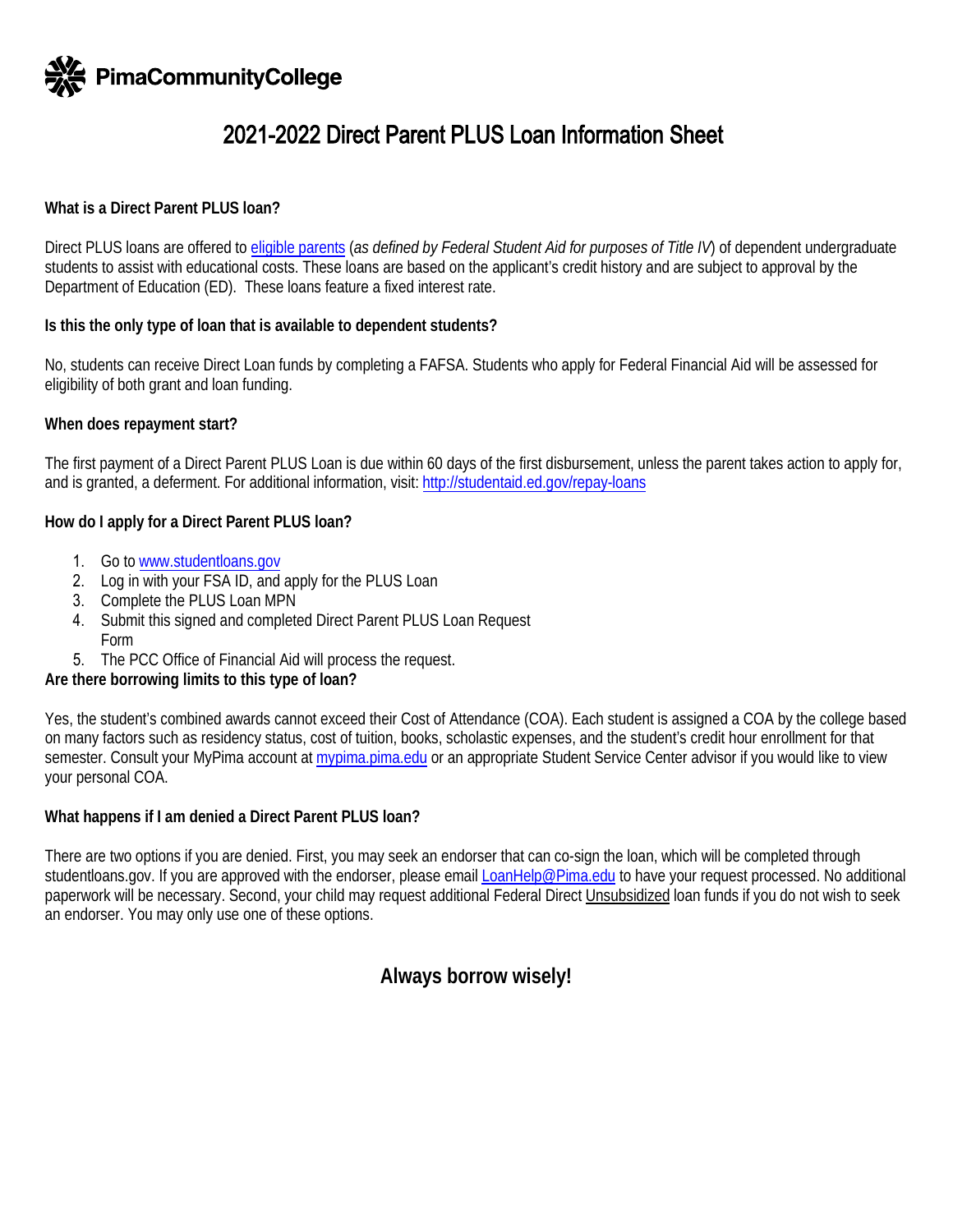PimaCommunityCollege

# 2021-2022 Direct Parent PLUS Loan Information Sheet

**What is a Direct Parent PLUS loan?**

Direct PLUS loans are offered to eligible parents (*as defined by Federal Student Aid for purposes of Title IV*) of dependent undergraduate students to assist with educational costs. These loans are based on the applicant's credit history and are subject to approval by the Department of Education (ED). These loans feature a fixed interest rate.

**Is this the only type of loan that is available to dependent students?**

No, students can receive Direct Loan funds by completing a FAFSA. Students who apply for Federal Financial Aid will be assessed for eligibility of both grant and loan funding.

**When does repayment start?**

The first payment of a Direct Parent PLUS Loan is due within 60 days of the first disbursement, unless the parent takes action to apply for, and is granted, a deferment. For additional information, visit: http://studentaid.ed.gov/repay-loans

**How do I apply for a Direct Parent PLUS loan?**

1. Go to www.studentloans.gov
2. Log in with your FSA ID, and apply for the PLUS Loan
3. Complete the PLUS Loan MPN
4. Submit this signed and completed Direct Parent PLUS Loan Request Form
5. The PCC Office of Financial Aid will process the request.

**Are there borrowing limits to this type of loan?**

Yes, the student's combined awards cannot exceed their Cost of Attendance (COA). Each student is assigned a COA by the college based on many factors such as residency status, cost of tuition, books, scholastic expenses, and the student's credit hour enrollment for that semester. Consult your MyPima account at mypima.pima.edu or an appropriate Student Service Center advisor if you would like to view your personal COA.

**What happens if I am denied a Direct Parent PLUS loan?**

There are two options if you are denied. First, you may seek an endorser that can co-sign the loan, which will be completed through studentloans.gov. If you are approved with the endorser, please email LoanHelp@Pima.edu to have your request processed. No additional paperwork will be necessary. Second, your child may request additional Federal Direct Unsubsidized loan funds if you do not wish to seek an endorser. You may only use one of these options.

**Always borrow wisely!**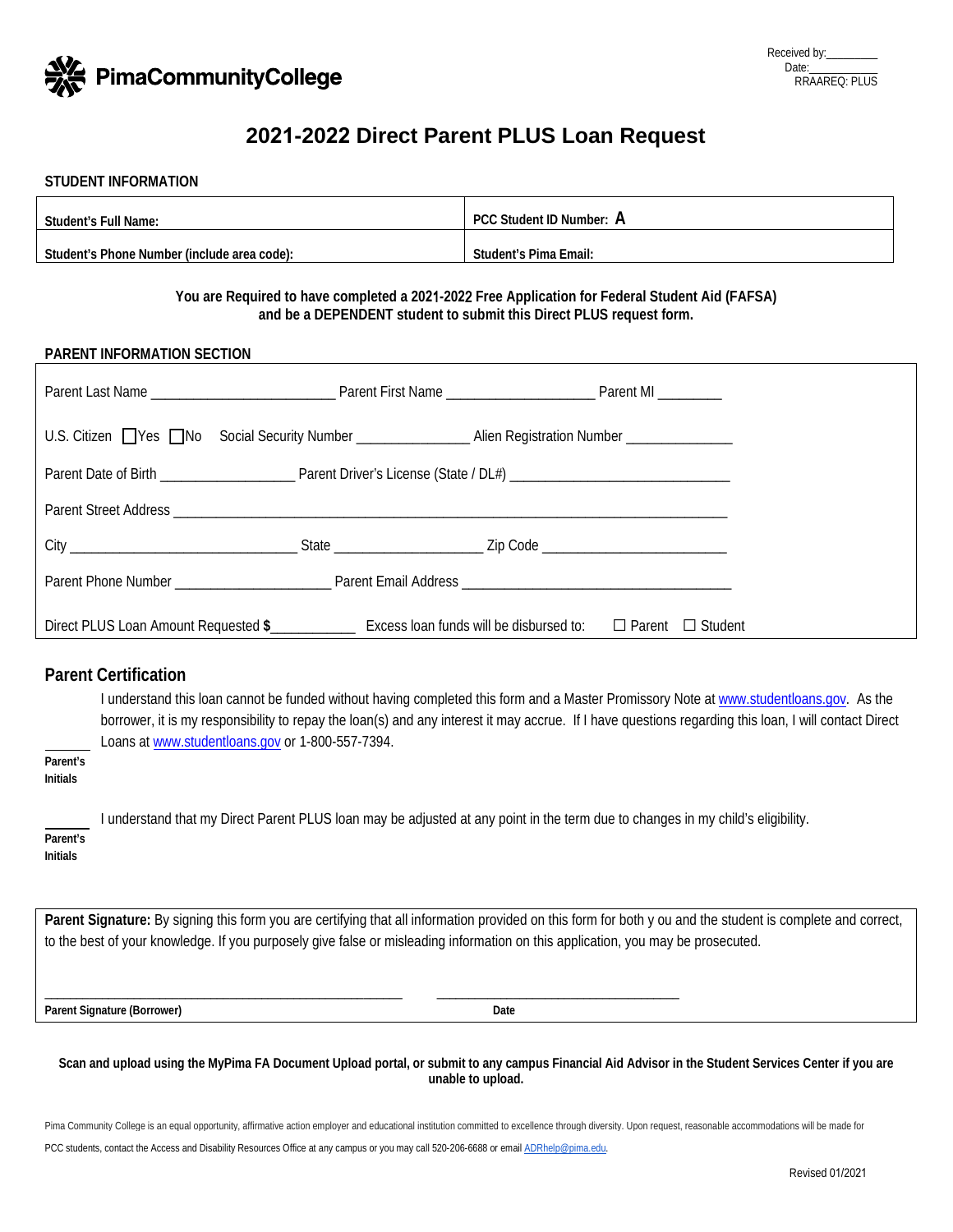PimaCommunityCollege

Received by:________
Date:____________
RRAAREQ: PLUS

# 2021-2022 Direct Parent PLUS Loan Request

**STUDENT INFORMATION**

| | |
|---|---|
| **Student's Full Name:** | **PCC Student ID Number: A** |
| **Student's Phone Number (include area code):** | **Student's Pima Email:** |

**You are Required to have completed a 2021-2022 Free Application for Federal Student Aid (FAFSA) and be a DEPENDENT student to submit this Direct PLUS request form.**

**PARENT INFORMATION SECTION**

Parent Last Name ________________________ Parent First Name ____________________ Parent MI _________

U.S. Citizen ☐Yes ☐No Social Security Number _______________ Alien Registration Number _______________

Parent Date of Birth ___________________ Parent Driver's License (State / DL#) _______________________________

Parent Street Address ______________________________________________________________________________

City ________________________________ State ____________________ Zip Code __________________________

Parent Phone Number _____________________ Parent Email Address ______________________________________

Direct PLUS Loan Amount Requested **$**___________ Excess loan funds will be disbursed to: ☐ Parent ☐ Student

## Parent Certification

______ **Parent's Initials** — I understand this loan cannot be funded without having completed this form and a Master Promissory Note at www.studentloans.gov. As the borrower, it is my responsibility to repay the loan(s) and any interest it may accrue. If I have questions regarding this loan, I will contact Direct Loans at www.studentloans.gov or 1-800-557-7394.

______ **Parent's Initials** — I understand that my Direct Parent PLUS loan may be adjusted at any point in the term due to changes in my child's eligibility.

**Parent Signature:** By signing this form you are certifying that all information provided on this form for both y ou and the student is complete and correct, to the best of your knowledge. If you purposely give false or misleading information on this application, you may be prosecuted.

_____________________________________________ ______________________________

**Parent Signature (Borrower)** **Date**

**Scan and upload using the MyPima FA Document Upload portal, or submit to any campus Financial Aid Advisor in the Student Services Center if you are unable to upload.**

Pima Community College is an equal opportunity, affirmative action employer and educational institution committed to excellence through diversity. Upon request, reasonable accommodations will be made for PCC students, contact the Access and Disability Resources Office at any campus or you may call 520-206-6688 or email ADRhelp@pima.edu.

Revised 01/2021